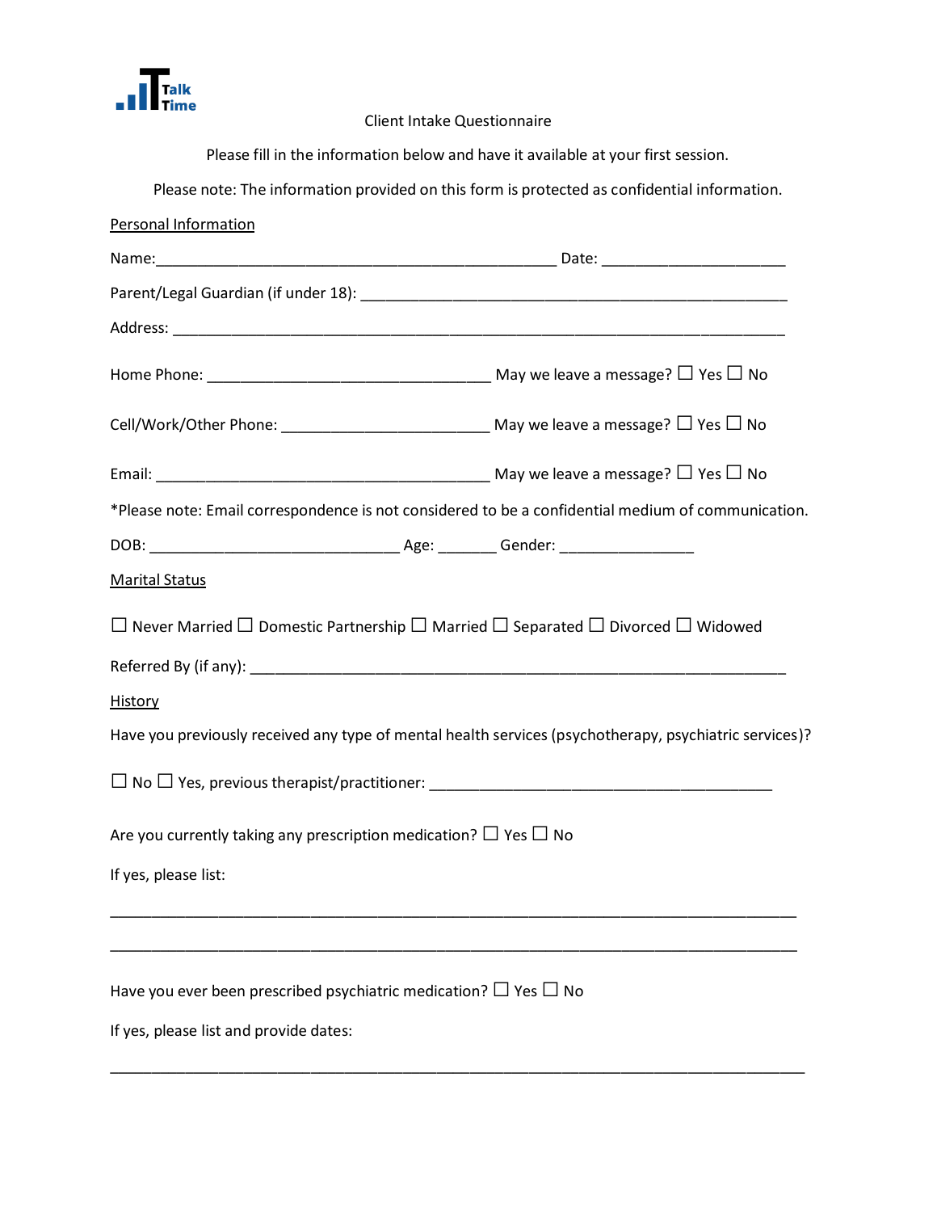Talk Time

Client Intake Questionnaire

Please fill in the information below and have it available at your first session.

Please note: The information provided on this form is protected as confidential information.

Personal Information

Name:_______________________________________________ Date: _____________________

Parent/Legal Guardian (if under 18): _________________________________________________

Address: _______________________________________________________________________

Home Phone: _________________________________ May we leave a message? ☐ Yes ☐ No

Cell/Work/Other Phone: ________________________ May we leave a message? ☐ Yes ☐ No

Email: _______________________________________ May we leave a message? ☐ Yes ☐ No

*Please note: Email correspondence is not considered to be a confidential medium of communication.

DOB: ____________________________ Age: _______ Gender: _______________

Marital Status

☐ Never Married ☐ Domestic Partnership ☐ Married ☐ Separated ☐ Divorced ☐ Widowed

Referred By (if any): ____________________________________________________________

History

Have you previously received any type of mental health services (psychotherapy, psychiatric services)?

☐ No ☐ Yes, previous therapist/practitioner: _______________________________________

Are you currently taking any prescription medication? ☐ Yes ☐ No

If yes, please list:

_________________________________________________________________________________

_________________________________________________________________________________

Have you ever been prescribed psychiatric medication? ☐ Yes ☐ No

If yes, please list and provide dates:

_________________________________________________________________________________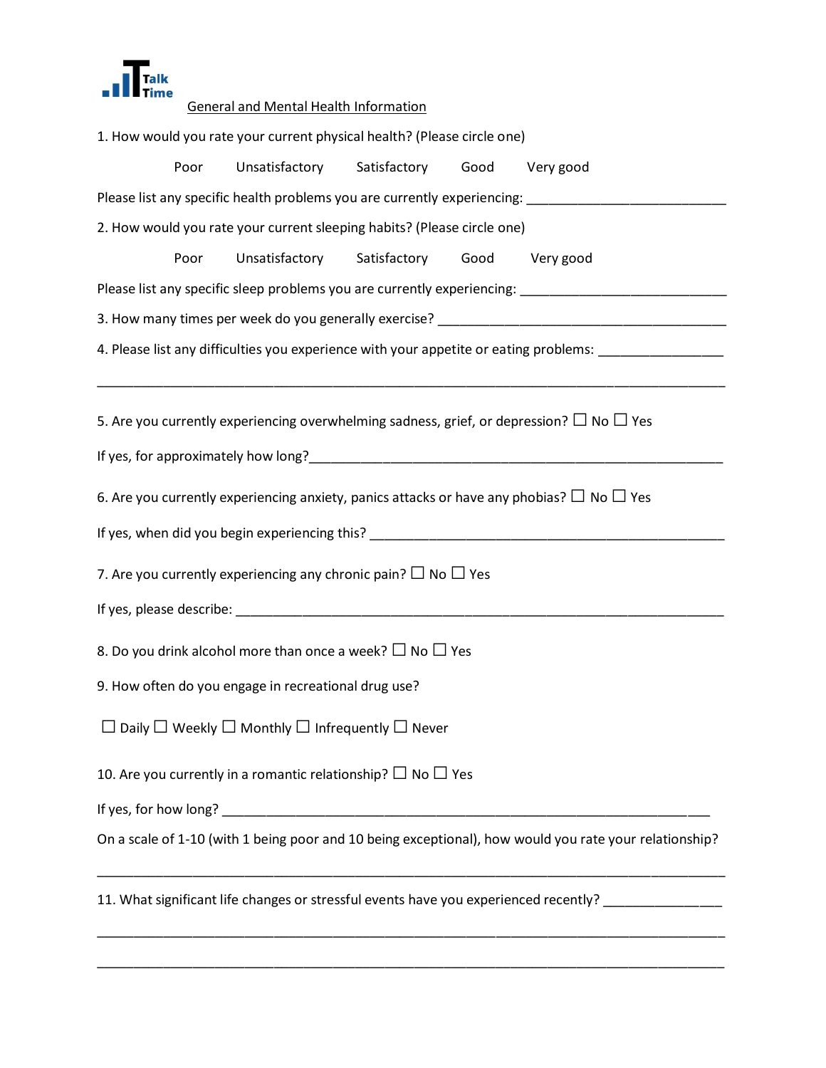Talk Time

## General and Mental Health Information

1. How would you rate your current physical health? (Please circle one)

   Poor    Unsatisfactory    Satisfactory    Good    Very good

Please list any specific health problems you are currently experiencing: ___________________________

2. How would you rate your current sleeping habits? (Please circle one)

   Poor    Unsatisfactory    Satisfactory    Good    Very good

Please list any specific sleep problems you are currently experiencing: ____________________________

3. How many times per week do you generally exercise? ________________________________________

4. Please list any difficulties you experience with your appetite or eating problems: ________________

___________________________________________________________________________________

5. Are you currently experiencing overwhelming sadness, grief, or depression? ☐ No ☐ Yes

If yes, for approximately how long?_______________________________________________________

6. Are you currently experiencing anxiety, panics attacks or have any phobias? ☐ No ☐ Yes

If yes, when did you begin experiencing this? _______________________________________________

7. Are you currently experiencing any chronic pain? ☐ No ☐ Yes

If yes, please describe: ________________________________________________________________

8. Do you drink alcohol more than once a week? ☐ No ☐ Yes

9. How often do you engage in recreational drug use?

☐ Daily ☐ Weekly ☐ Monthly ☐ Infrequently ☐ Never

10. Are you currently in a romantic relationship? ☐ No ☐ Yes

If yes, for how long? ______________________________________________________________

On a scale of 1-10 (with 1 being poor and 10 being exceptional), how would you rate your relationship?

___________________________________________________________________________________

11. What significant life changes or stressful events have you experienced recently? _______________

___________________________________________________________________________________

___________________________________________________________________________________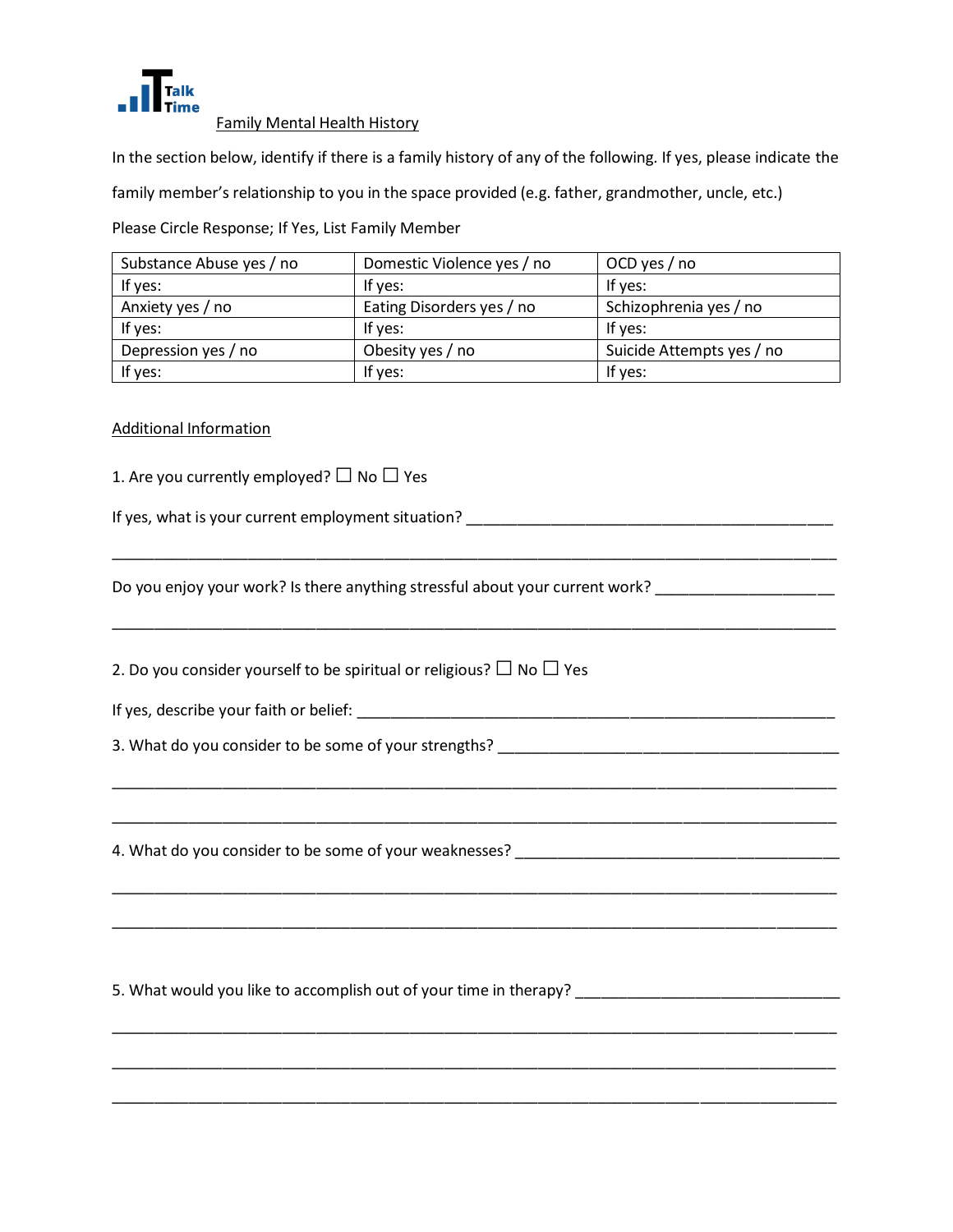Talk Time

## Family Mental Health History

In the section below, identify if there is a family history of any of the following. If yes, please indicate the family member's relationship to you in the space provided (e.g. father, grandmother, uncle, etc.)

Please Circle Response; If Yes, List Family Member

| | | |
|---|---|---|
| Substance Abuse yes / no | Domestic Violence yes / no | OCD yes / no |
| If yes: | If yes: | If yes: |
| Anxiety yes / no | Eating Disorders yes / no | Schizophrenia yes / no |
| If yes: | If yes: | If yes: |
| Depression yes / no | Obesity yes / no | Suicide Attempts yes / no |
| If yes: | If yes: | If yes: |

## Additional Information

1. Are you currently employed? ☐ No ☐ Yes

If yes, what is your current employment situation? ___________________________________________

______________________________________________________________________________

Do you enjoy your work? Is there anything stressful about your current work? ____________________

______________________________________________________________________________

2. Do you consider yourself to be spiritual or religious? ☐ No ☐ Yes

If yes, describe your faith or belief: _____________________________________________________

3. What do you consider to be some of your strengths? _______________________________________

______________________________________________________________________________

______________________________________________________________________________

4. What do you consider to be some of your weaknesses? _____________________________________

______________________________________________________________________________

______________________________________________________________________________

5. What would you like to accomplish out of your time in therapy? ______________________________

______________________________________________________________________________

______________________________________________________________________________

______________________________________________________________________________